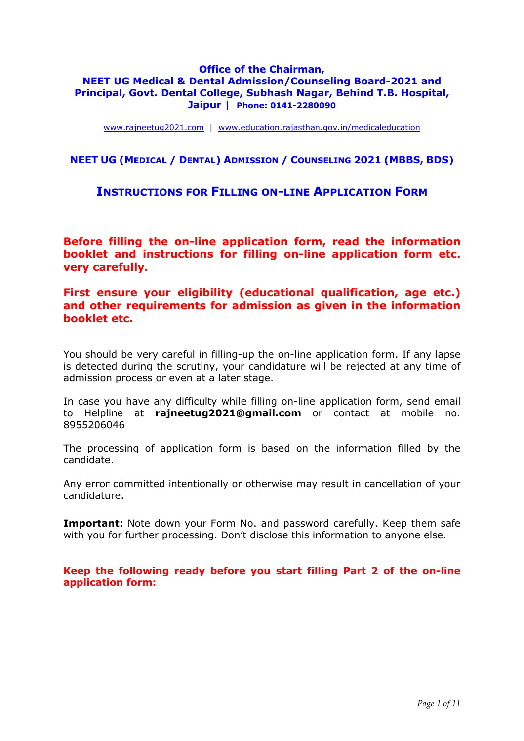**Office of the Chairman,**
**NEET UG Medical & Dental Admission/Counseling Board-2021 and Principal, Govt. Dental College, Subhash Nagar, Behind T.B. Hospital, Jaipur | Phone: 0141-2280090**

www.rajneetug2021.com | www.education.rajasthan.gov.in/medicaleducation

## NEET UG (Medical / Dental) Admission / Counseling 2021 (MBBS, BDS)

## Instructions for Filling on-line Application Form

**Before filling the on-line application form, read the information booklet and instructions for filling on-line application form etc. very carefully.**

**First ensure your eligibility (educational qualification, age etc.) and other requirements for admission as given in the information booklet etc.**

You should be very careful in filling-up the on-line application form. If any lapse is detected during the scrutiny, your candidature will be rejected at any time of admission process or even at a later stage.

In case you have any difficulty while filling on-line application form, send email to Helpline at **rajneetug2021@gmail.com** or contact at mobile no. 8955206046

The processing of application form is based on the information filled by the candidate.

Any error committed intentionally or otherwise may result in cancellation of your candidature.

**Important:** Note down your Form No. and password carefully. Keep them safe with you for further processing. Don't disclose this information to anyone else.

**Keep the following ready before you start filling Part 2 of the on-line application form:**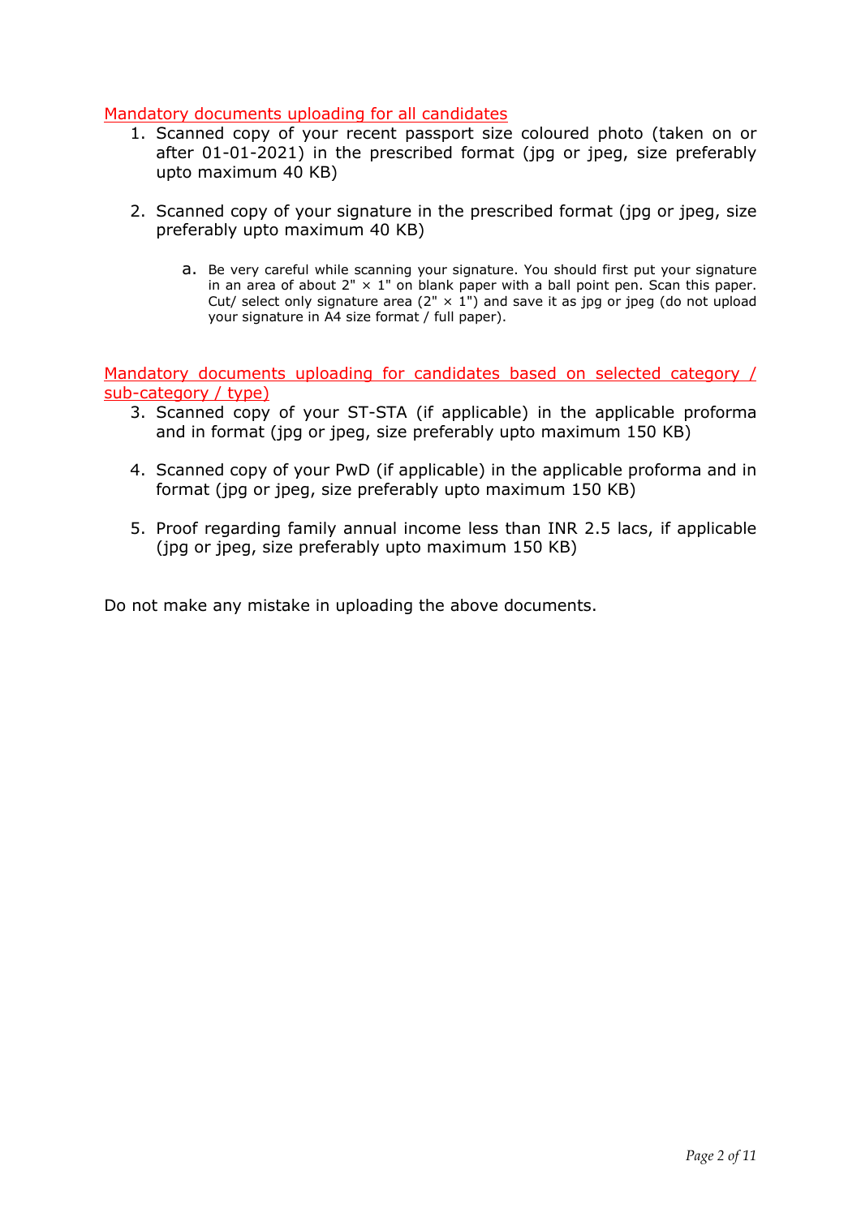Mandatory documents uploading for all candidates

1. Scanned copy of your recent passport size coloured photo (taken on or after 01-01-2021) in the prescribed format (jpg or jpeg, size preferably upto maximum 40 KB)

2. Scanned copy of your signature in the prescribed format (jpg or jpeg, size preferably upto maximum 40 KB)

    a. Be very careful while scanning your signature. You should first put your signature in an area of about 2" × 1" on blank paper with a ball point pen. Scan this paper. Cut/ select only signature area (2" × 1") and save it as jpg or jpeg (do not upload your signature in A4 size format / full paper).

Mandatory documents uploading for candidates based on selected category / sub-category / type)

3. Scanned copy of your ST-STA (if applicable) in the applicable proforma and in format (jpg or jpeg, size preferably upto maximum 150 KB)

4. Scanned copy of your PwD (if applicable) in the applicable proforma and in format (jpg or jpeg, size preferably upto maximum 150 KB)

5. Proof regarding family annual income less than INR 2.5 lacs, if applicable (jpg or jpeg, size preferably upto maximum 150 KB)

Do not make any mistake in uploading the above documents.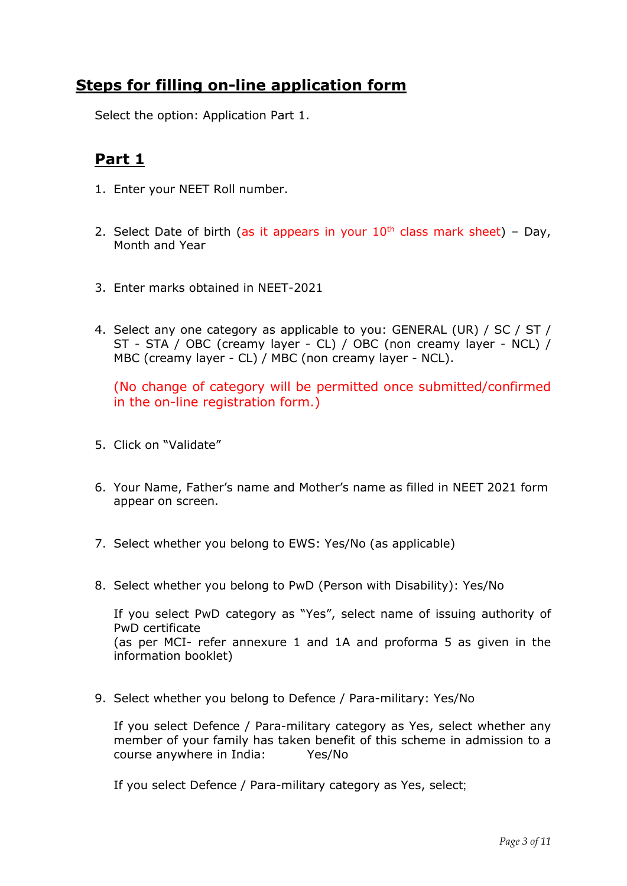## Steps for filling on-line application form

Select the option: Application Part 1.

### Part 1

1. Enter your NEET Roll number.

2. Select Date of birth (as it appears in your 10th class mark sheet) – Day, Month and Year

3. Enter marks obtained in NEET-2021

4. Select any one category as applicable to you: GENERAL (UR) / SC / ST / ST - STA / OBC (creamy layer - CL) / OBC (non creamy layer - NCL) / MBC (creamy layer - CL) / MBC (non creamy layer - NCL).

   (No change of category will be permitted once submitted/confirmed in the on-line registration form.)

5. Click on "Validate"

6. Your Name, Father's name and Mother's name as filled in NEET 2021 form appear on screen.

7. Select whether you belong to EWS: Yes/No (as applicable)

8. Select whether you belong to PwD (Person with Disability): Yes/No

   If you select PwD category as "Yes", select name of issuing authority of PwD certificate
   (as per MCI- refer annexure 1 and 1A and proforma 5 as given in the information booklet)

9. Select whether you belong to Defence / Para-military: Yes/No

   If you select Defence / Para-military category as Yes, select whether any member of your family has taken benefit of this scheme in admission to a course anywhere in India: Yes/No

   If you select Defence / Para-military category as Yes, select;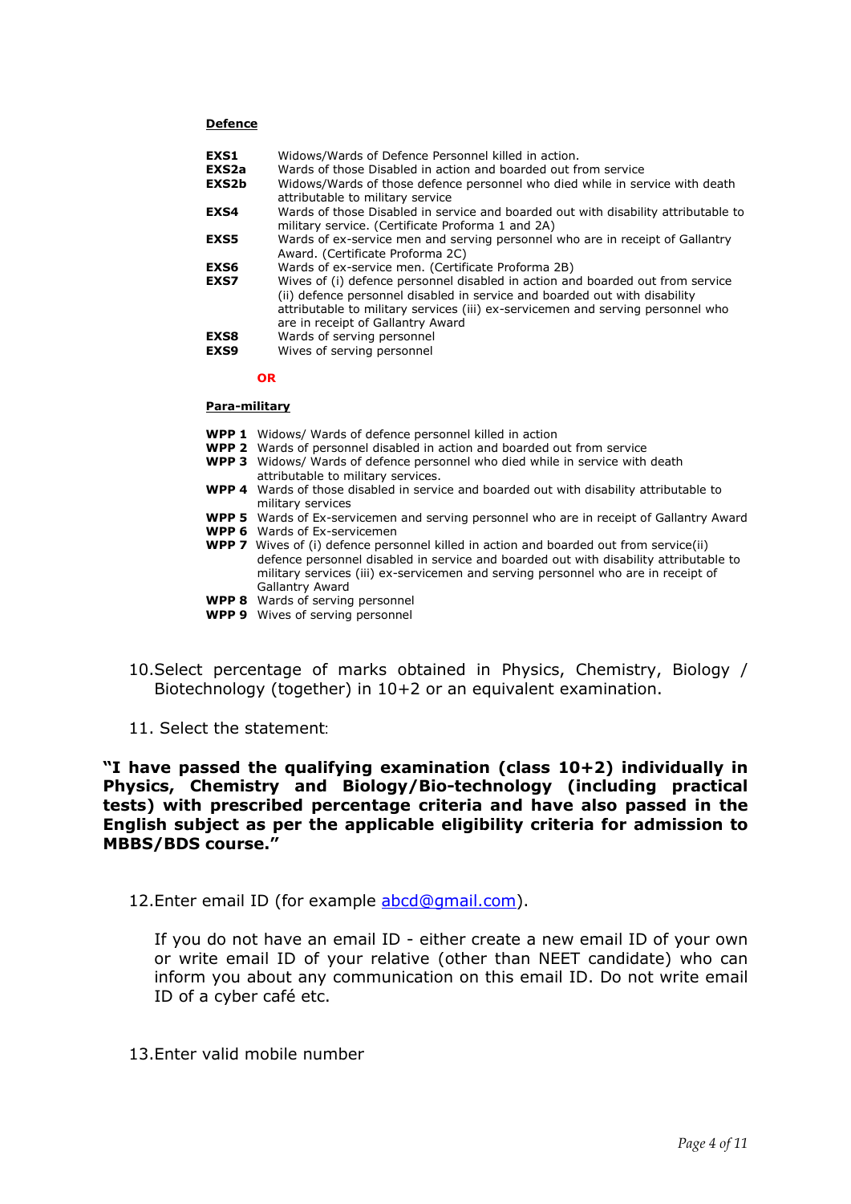**Defence**

| | |
|---|---|
| **EXS1** | Widows/Wards of Defence Personnel killed in action. |
| **EXS2a** | Wards of those Disabled in action and boarded out from service |
| **EXS2b** | Widows/Wards of those defence personnel who died while in service with death attributable to military service |
| **EXS4** | Wards of those Disabled in service and boarded out with disability attributable to military service. (Certificate Proforma 1 and 2A) |
| **EXS5** | Wards of ex-service men and serving personnel who are in receipt of Gallantry Award. (Certificate Proforma 2C) |
| **EXS6** | Wards of ex-service men. (Certificate Proforma 2B) |
| **EXS7** | Wives of (i) defence personnel disabled in action and boarded out from service (ii) defence personnel disabled in service and boarded out with disability attributable to military services (iii) ex-servicemen and serving personnel who are in receipt of Gallantry Award |
| **EXS8** | Wards of serving personnel |
| **EXS9** | Wives of serving personnel |

**OR**

**Para-military**

| | |
|---|---|
| **WPP 1** | Widows/ Wards of defence personnel killed in action |
| **WPP 2** | Wards of personnel disabled in action and boarded out from service |
| **WPP 3** | Widows/ Wards of defence personnel who died while in service with death attributable to military services. |
| **WPP 4** | Wards of those disabled in service and boarded out with disability attributable to military services |
| **WPP 5** | Wards of Ex-servicemen and serving personnel who are in receipt of Gallantry Award |
| **WPP 6** | Wards of Ex-servicemen |
| **WPP 7** | Wives of (i) defence personnel killed in action and boarded out from service(ii) defence personnel disabled in service and boarded out with disability attributable to military services (iii) ex-servicemen and serving personnel who are in receipt of Gallantry Award |
| **WPP 8** | Wards of serving personnel |
| **WPP 9** | Wives of serving personnel |

10. Select percentage of marks obtained in Physics, Chemistry, Biology / Biotechnology (together) in 10+2 or an equivalent examination.

11. Select the statement:

**"I have passed the qualifying examination (class 10+2) individually in Physics, Chemistry and Biology/Bio-technology (including practical tests) with prescribed percentage criteria and have also passed in the English subject as per the applicable eligibility criteria for admission to MBBS/BDS course."**

12. Enter email ID (for example abcd@gmail.com).

If you do not have an email ID - either create a new email ID of your own or write email ID of your relative (other than NEET candidate) who can inform you about any communication on this email ID. Do not write email ID of a cyber café etc.

13. Enter valid mobile number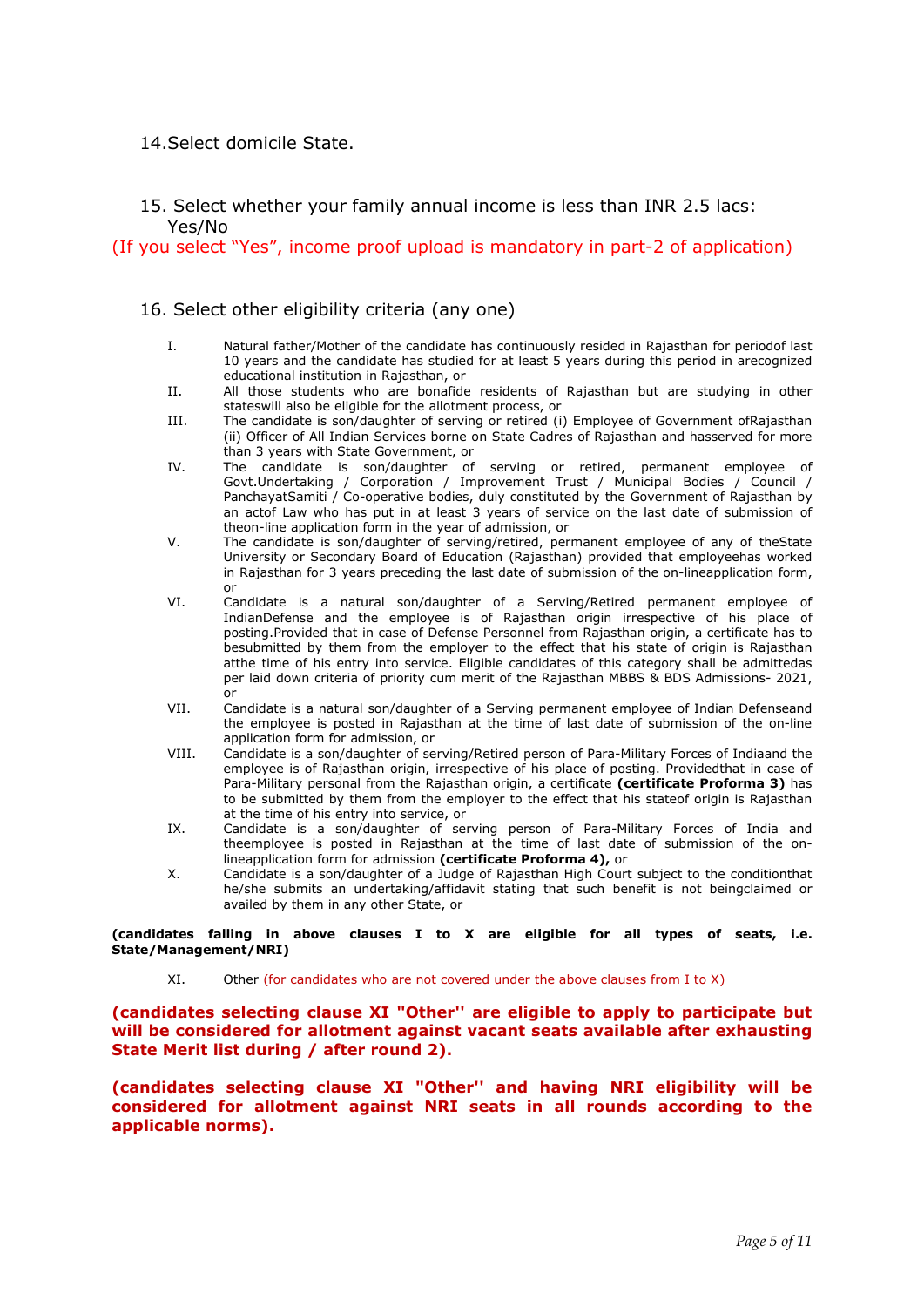14.Select domicile State.

15. Select whether your family annual income is less than INR 2.5 lacs: Yes/No

(If you select "Yes", income proof upload is mandatory in part-2 of application)

16. Select other eligibility criteria (any one)

I. Natural father/Mother of the candidate has continuously resided in Rajasthan for periodof last 10 years and the candidate has studied for at least 5 years during this period in arecognized educational institution in Rajasthan, or

II. All those students who are bonafide residents of Rajasthan but are studying in other stateswill also be eligible for the allotment process, or

III. The candidate is son/daughter of serving or retired (i) Employee of Government ofRajasthan (ii) Officer of All Indian Services borne on State Cadres of Rajasthan and hasserved for more than 3 years with State Government, or

IV. The candidate is son/daughter of serving or retired, permanent employee of Govt.Undertaking / Corporation / Improvement Trust / Municipal Bodies / Council / PanchayatSamiti / Co-operative bodies, duly constituted by the Government of Rajasthan by an actof Law who has put in at least 3 years of service on the last date of submission of theon-line application form in the year of admission, or

V. The candidate is son/daughter of serving/retired, permanent employee of any of theState University or Secondary Board of Education (Rajasthan) provided that employeehas worked in Rajasthan for 3 years preceding the last date of submission of the on-lineapplication form, or

VI. Candidate is a natural son/daughter of a Serving/Retired permanent employee of IndianDefense and the employee is of Rajasthan origin irrespective of his place of posting.Provided that in case of Defense Personnel from Rajasthan origin, a certificate has to besubmitted by them from the employer to the effect that his state of origin is Rajasthan atthe time of his entry into service. Eligible candidates of this category shall be admittedas per laid down criteria of priority cum merit of the Rajasthan MBBS & BDS Admissions- 2021, or

VII. Candidate is a natural son/daughter of a Serving permanent employee of Indian Defenseand the employee is posted in Rajasthan at the time of last date of submission of the on-line application form for admission, or

VIII. Candidate is a son/daughter of serving/Retired person of Para-Military Forces of Indiaand the employee is of Rajasthan origin, irrespective of his place of posting. Providedthat in case of Para-Military personal from the Rajasthan origin, a certificate **(certificate Proforma 3)** has to be submitted by them from the employer to the effect that his stateof origin is Rajasthan at the time of his entry into service, or

IX. Candidate is a son/daughter of serving person of Para-Military Forces of India and theemployee is posted in Rajasthan at the time of last date of submission of the on-lineapplication form for admission **(certificate Proforma 4),** or

X. Candidate is a son/daughter of a Judge of Rajasthan High Court subject to the conditionthat he/she submits an undertaking/affidavit stating that such benefit is not beingclaimed or availed by them in any other State, or

**(candidates falling in above clauses I to X are eligible for all types of seats, i.e. State/Management/NRI)**

XI. Other (for candidates who are not covered under the above clauses from I to X)

**(candidates selecting clause XI "Other'' are eligible to apply to participate but will be considered for allotment against vacant seats available after exhausting State Merit list during / after round 2).**

**(candidates selecting clause XI "Other'' and having NRI eligibility will be considered for allotment against NRI seats in all rounds according to the applicable norms).**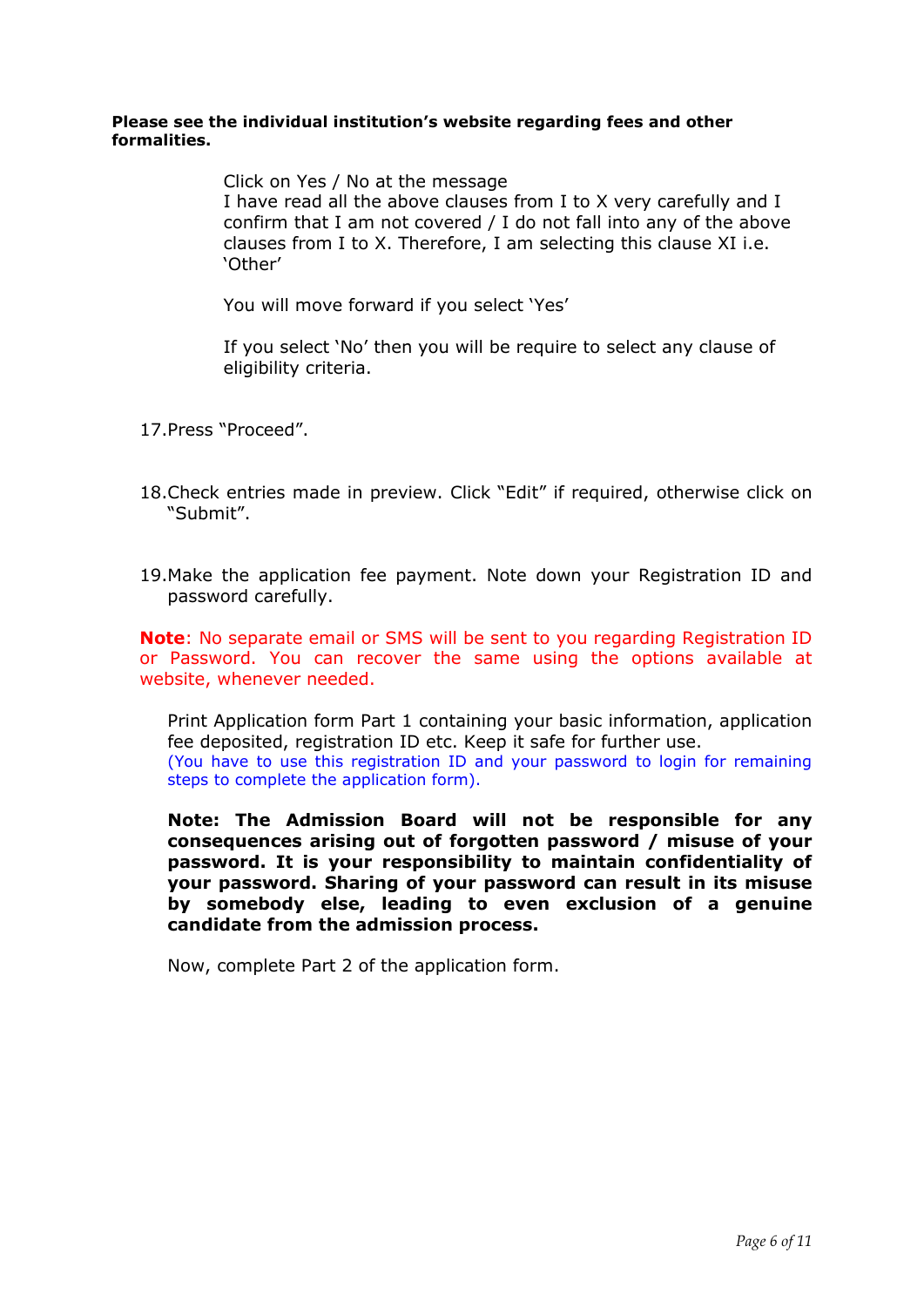**Please see the individual institution's website regarding fees and other formalities.**

Click on Yes / No at the message
I have read all the above clauses from I to X very carefully and I confirm that I am not covered / I do not fall into any of the above clauses from I to X. Therefore, I am selecting this clause XI i.e. 'Other'

You will move forward if you select 'Yes'

If you select 'No' then you will be require to select any clause of eligibility criteria.

17. Press "Proceed".

18. Check entries made in preview. Click "Edit" if required, otherwise click on "Submit".

19. Make the application fee payment. Note down your Registration ID and password carefully.

**Note**: No separate email or SMS will be sent to you regarding Registration ID or Password. You can recover the same using the options available at website, whenever needed.

Print Application form Part 1 containing your basic information, application fee deposited, registration ID etc. Keep it safe for further use.
(You have to use this registration ID and your password to login for remaining steps to complete the application form).

**Note: The Admission Board will not be responsible for any consequences arising out of forgotten password / misuse of your password. It is your responsibility to maintain confidentiality of your password. Sharing of your password can result in its misuse by somebody else, leading to even exclusion of a genuine candidate from the admission process.**

Now, complete Part 2 of the application form.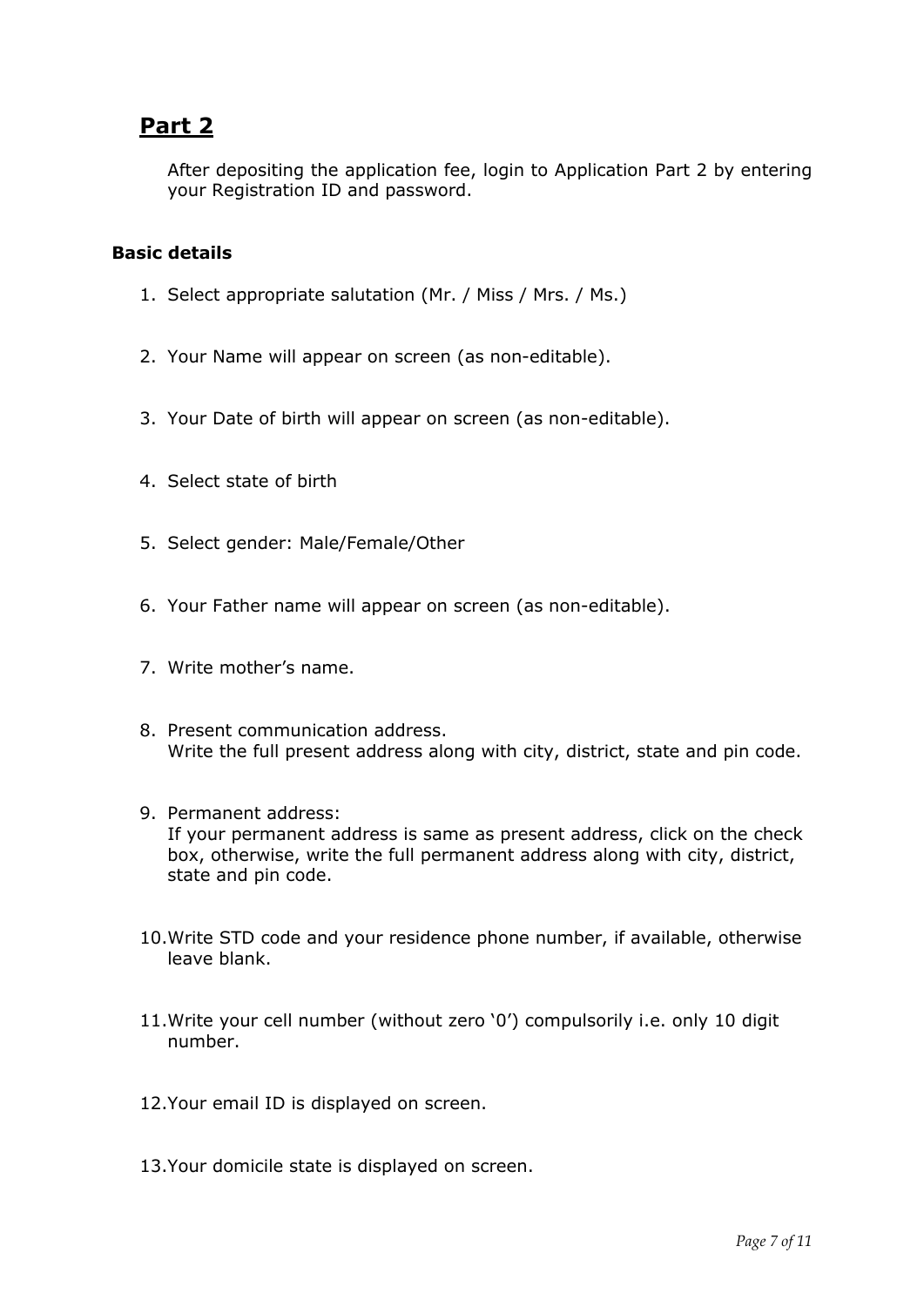## Part 2

After depositing the application fee, login to Application Part 2 by entering your Registration ID and password.

**Basic details**

1. Select appropriate salutation (Mr. / Miss / Mrs. / Ms.)
2. Your Name will appear on screen (as non-editable).
3. Your Date of birth will appear on screen (as non-editable).
4. Select state of birth
5. Select gender: Male/Female/Other
6. Your Father name will appear on screen (as non-editable).
7. Write mother's name.
8. Present communication address.
   Write the full present address along with city, district, state and pin code.
9. Permanent address:
   If your permanent address is same as present address, click on the check box, otherwise, write the full permanent address along with city, district, state and pin code.
10. Write STD code and your residence phone number, if available, otherwise leave blank.
11. Write your cell number (without zero '0') compulsorily i.e. only 10 digit number.
12. Your email ID is displayed on screen.
13. Your domicile state is displayed on screen.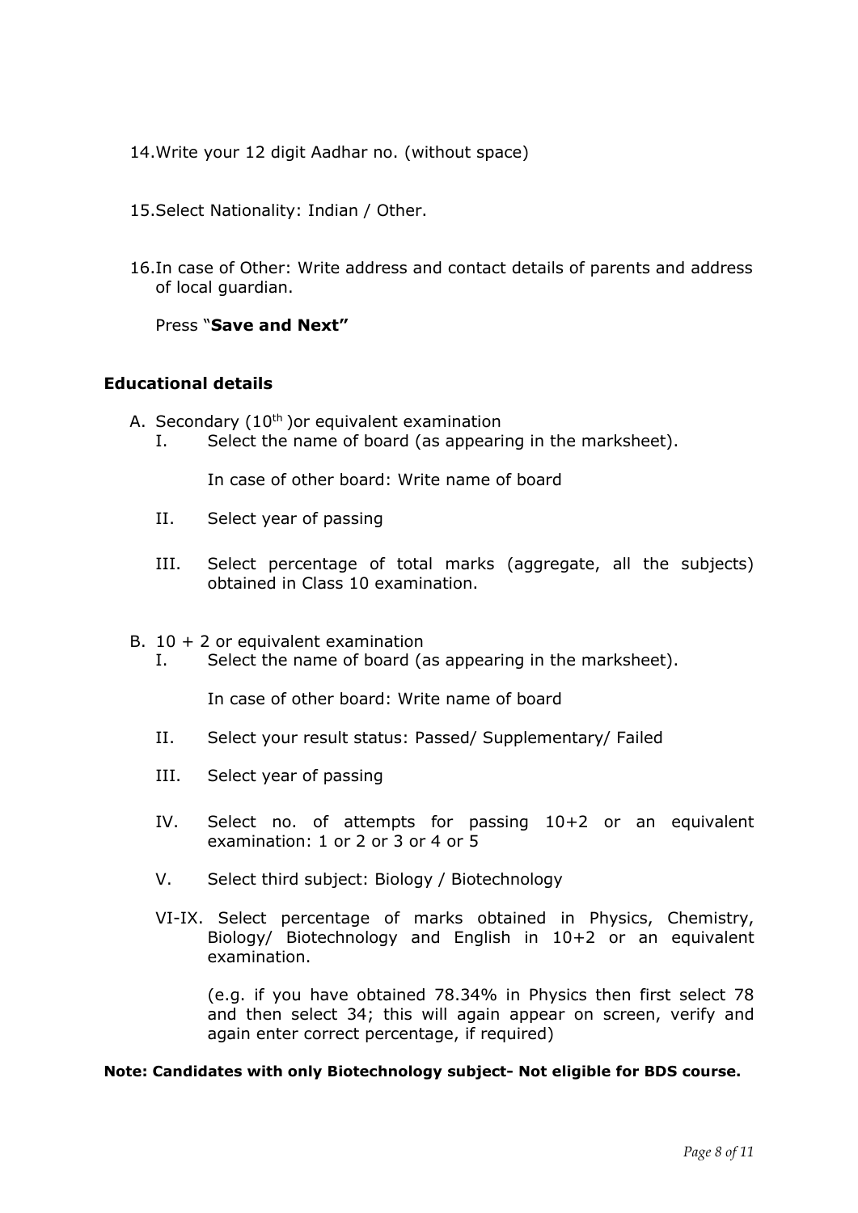14. Write your 12 digit Aadhar no. (without space)

15. Select Nationality: Indian / Other.

16. In case of Other: Write address and contact details of parents and address of local guardian.

    Press "**Save and Next"**

### Educational details

A. Secondary (10th )or equivalent examination
   I. Select the name of board (as appearing in the marksheet).

      In case of other board: Write name of board

   II. Select year of passing

   III. Select percentage of total marks (aggregate, all the subjects) obtained in Class 10 examination.

B. 10 + 2 or equivalent examination
   I. Select the name of board (as appearing in the marksheet).

      In case of other board: Write name of board

   II. Select your result status: Passed/ Supplementary/ Failed

   III. Select year of passing

   IV. Select no. of attempts for passing 10+2 or an equivalent examination: 1 or 2 or 3 or 4 or 5

   V. Select third subject: Biology / Biotechnology

   VI-IX. Select percentage of marks obtained in Physics, Chemistry, Biology/ Biotechnology and English in 10+2 or an equivalent examination.

      (e.g. if you have obtained 78.34% in Physics then first select 78 and then select 34; this will again appear on screen, verify and again enter correct percentage, if required)

**Note: Candidates with only Biotechnology subject- Not eligible for BDS course.**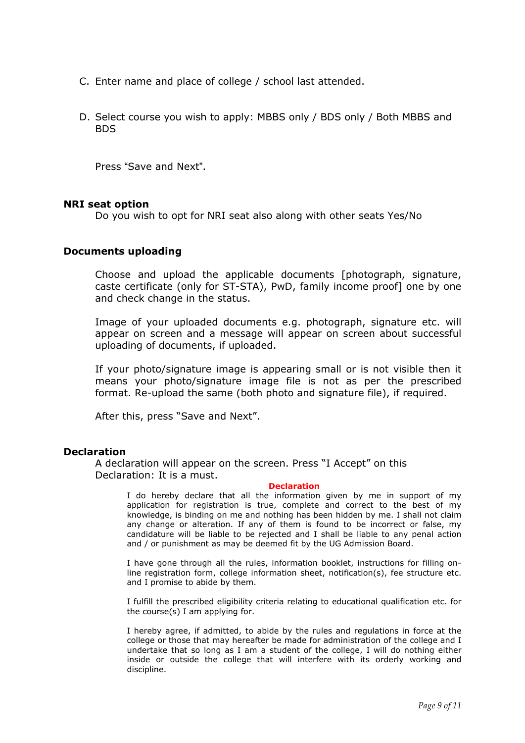C. Enter name and place of college / school last attended.

D. Select course you wish to apply: MBBS only / BDS only / Both MBBS and BDS

Press "Save and Next".

**NRI seat option**

Do you wish to opt for NRI seat also along with other seats Yes/No

**Documents uploading**

Choose and upload the applicable documents [photograph, signature, caste certificate (only for ST-STA), PwD, family income proof] one by one and check change in the status.

Image of your uploaded documents e.g. photograph, signature etc. will appear on screen and a message will appear on screen about successful uploading of documents, if uploaded.

If your photo/signature image is appearing small or is not visible then it means your photo/signature image file is not as per the prescribed format. Re-upload the same (both photo and signature file), if required.

After this, press "Save and Next".

**Declaration**

A declaration will appear on the screen. Press "I Accept" on this Declaration: It is a must.

**Declaration**

I do hereby declare that all the information given by me in support of my application for registration is true, complete and correct to the best of my knowledge, is binding on me and nothing has been hidden by me. I shall not claim any change or alteration. If any of them is found to be incorrect or false, my candidature will be liable to be rejected and I shall be liable to any penal action and / or punishment as may be deemed fit by the UG Admission Board.

I have gone through all the rules, information booklet, instructions for filling on-line registration form, college information sheet, notification(s), fee structure etc. and I promise to abide by them.

I fulfill the prescribed eligibility criteria relating to educational qualification etc. for the course(s) I am applying for.

I hereby agree, if admitted, to abide by the rules and regulations in force at the college or those that may hereafter be made for administration of the college and I undertake that so long as I am a student of the college, I will do nothing either inside or outside the college that will interfere with its orderly working and discipline.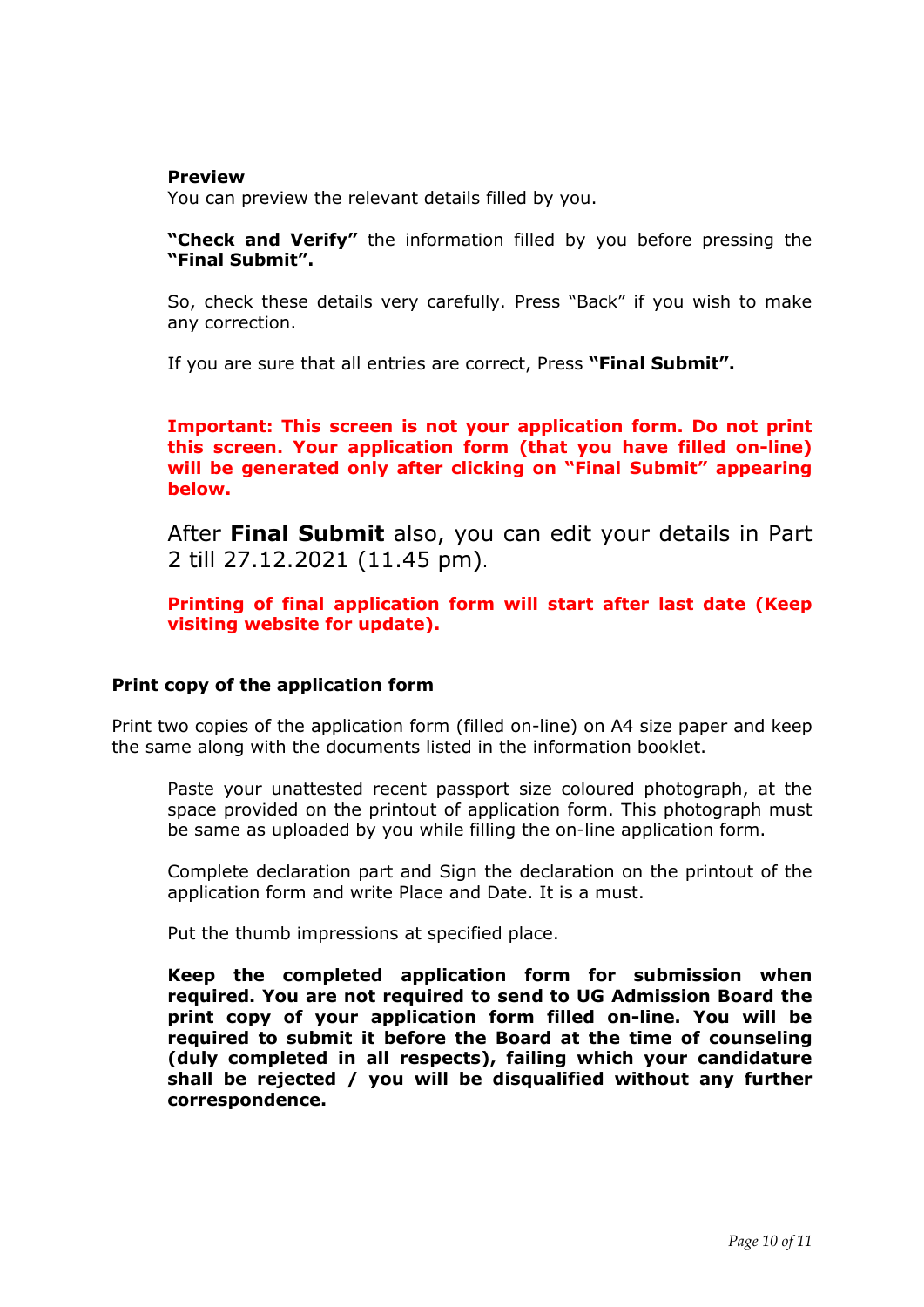**Preview**

You can preview the relevant details filled by you.

**"Check and Verify"** the information filled by you before pressing the **"Final Submit".**

So, check these details very carefully. Press "Back" if you wish to make any correction.

If you are sure that all entries are correct, Press **"Final Submit".**

**Important: This screen is not your application form. Do not print this screen. Your application form (that you have filled on-line) will be generated only after clicking on "Final Submit" appearing below.**

After **Final Submit** also, you can edit your details in Part 2 till 27.12.2021 (11.45 pm).

**Printing of final application form will start after last date (Keep visiting website for update).**

**Print copy of the application form**

Print two copies of the application form (filled on-line) on A4 size paper and keep the same along with the documents listed in the information booklet.

Paste your unattested recent passport size coloured photograph, at the space provided on the printout of application form. This photograph must be same as uploaded by you while filling the on-line application form.

Complete declaration part and Sign the declaration on the printout of the application form and write Place and Date. It is a must.

Put the thumb impressions at specified place.

**Keep the completed application form for submission when required. You are not required to send to UG Admission Board the print copy of your application form filled on-line. You will be required to submit it before the Board at the time of counseling (duly completed in all respects), failing which your candidature shall be rejected / you will be disqualified without any further correspondence.**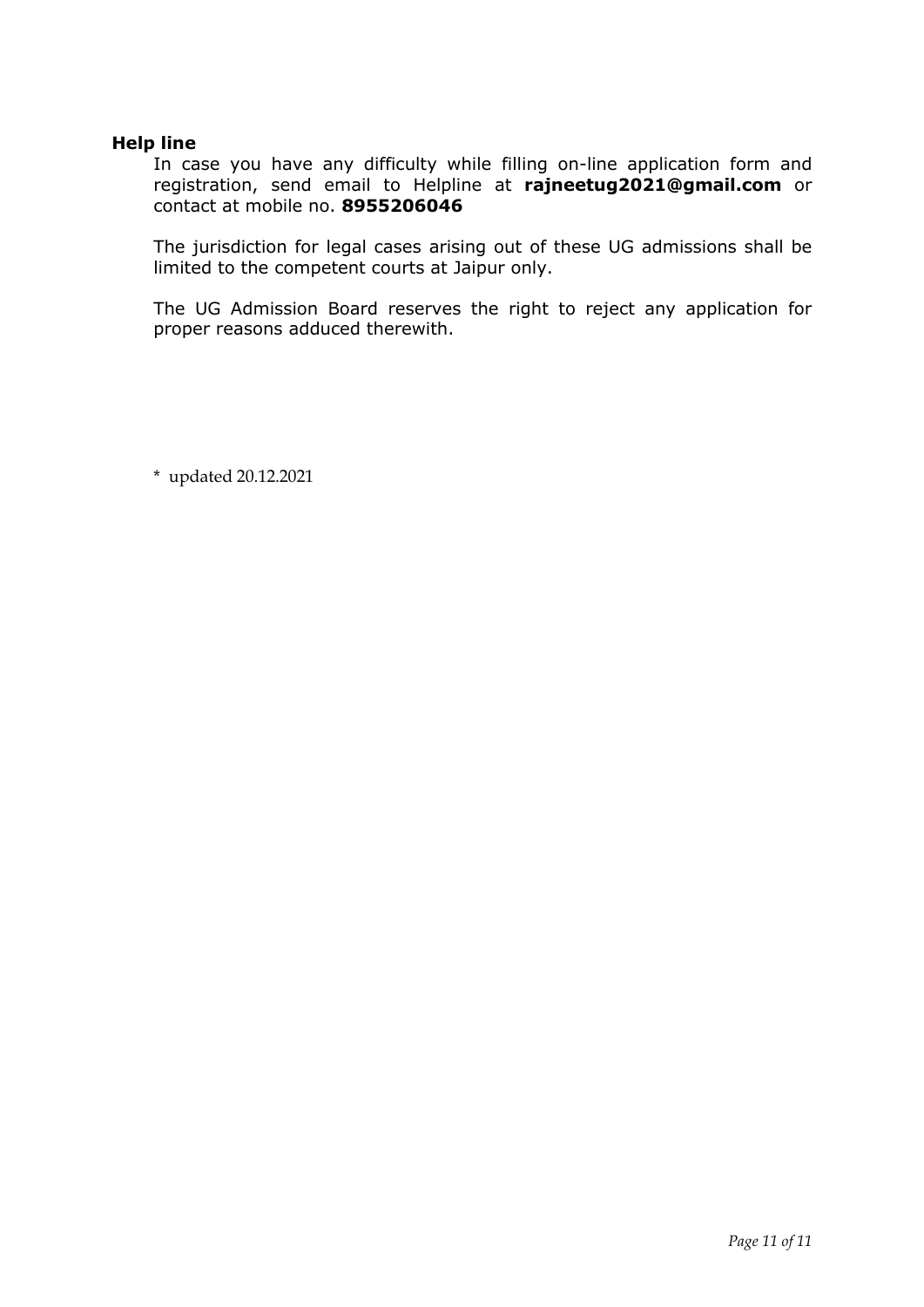**Help line**

In case you have any difficulty while filling on-line application form and registration, send email to Helpline at **rajneetug2021@gmail.com** or contact at mobile no. **8955206046**

The jurisdiction for legal cases arising out of these UG admissions shall be limited to the competent courts at Jaipur only.

The UG Admission Board reserves the right to reject any application for proper reasons adduced therewith.

* updated 20.12.2021